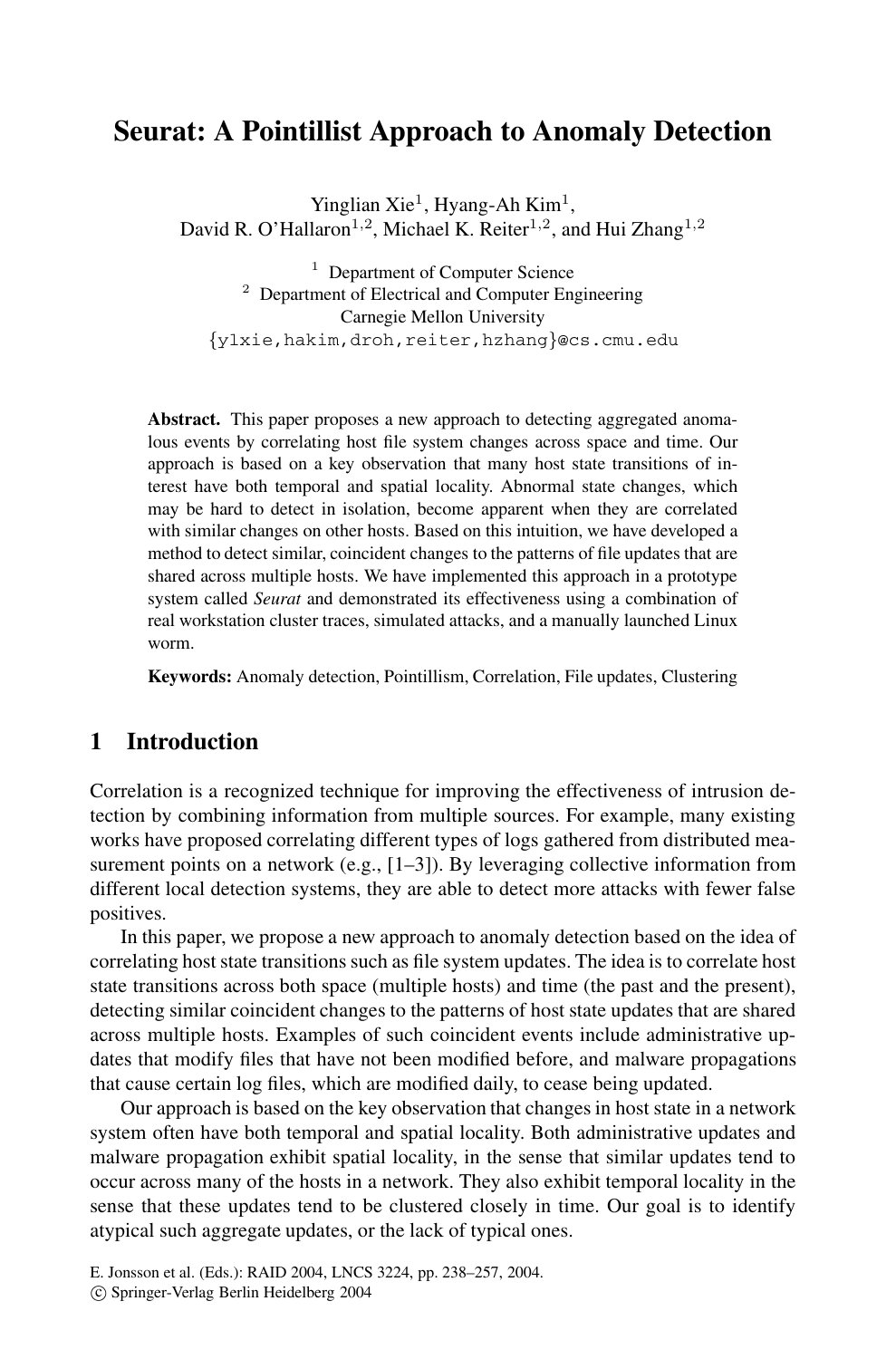# Seurat: A Pointillist Approach to Anomaly Detection

Yinglian Xie[1], Hyang-Ah Kim[1],
David R. O'Hallaron[1,2], Michael K. Reiter[1,2], and Hui Zhang[1,2]

[1] Department of Computer Science
[2] Department of Electrical and Computer Engineering
Carnegie Mellon University
{ylxie,hakim,droh,reiter,hzhang}@cs.cmu.edu

**Abstract.** This paper proposes a new approach to detecting aggregated anomalous events by correlating host file system changes across space and time. Our approach is based on a key observation that many host state transitions of interest have both temporal and spatial locality. Abnormal state changes, which may be hard to detect in isolation, become apparent when they are correlated with similar changes on other hosts. Based on this intuition, we have developed a method to detect similar, coincident changes to the patterns of file updates that are shared across multiple hosts. We have implemented this approach in a prototype system called *Seurat* and demonstrated its effectiveness using a combination of real workstation cluster traces, simulated attacks, and a manually launched Linux worm.

**Keywords:** Anomaly detection, Pointillism, Correlation, File updates, Clustering

## 1 Introduction

Correlation is a recognized technique for improving the effectiveness of intrusion detection by combining information from multiple sources. For example, many existing works have proposed correlating different types of logs gathered from distributed measurement points on a network (e.g., [1–3]). By leveraging collective information from different local detection systems, they are able to detect more attacks with fewer false positives.

In this paper, we propose a new approach to anomaly detection based on the idea of correlating host state transitions such as file system updates. The idea is to correlate host state transitions across both space (multiple hosts) and time (the past and the present), detecting similar coincident changes to the patterns of host state updates that are shared across multiple hosts. Examples of such coincident events include administrative updates that modify files that have not been modified before, and malware propagations that cause certain log files, which are modified daily, to cease being updated.

Our approach is based on the key observation that changes in host state in a network system often have both temporal and spatial locality. Both administrative updates and malware propagation exhibit spatial locality, in the sense that similar updates tend to occur across many of the hosts in a network. They also exhibit temporal locality in the sense that these updates tend to be clustered closely in time. Our goal is to identify atypical such aggregate updates, or the lack of typical ones.

E. Jonsson et al. (Eds.): RAID 2004, LNCS 3224, pp. 238–257, 2004.
© Springer-Verlag Berlin Heidelberg 2004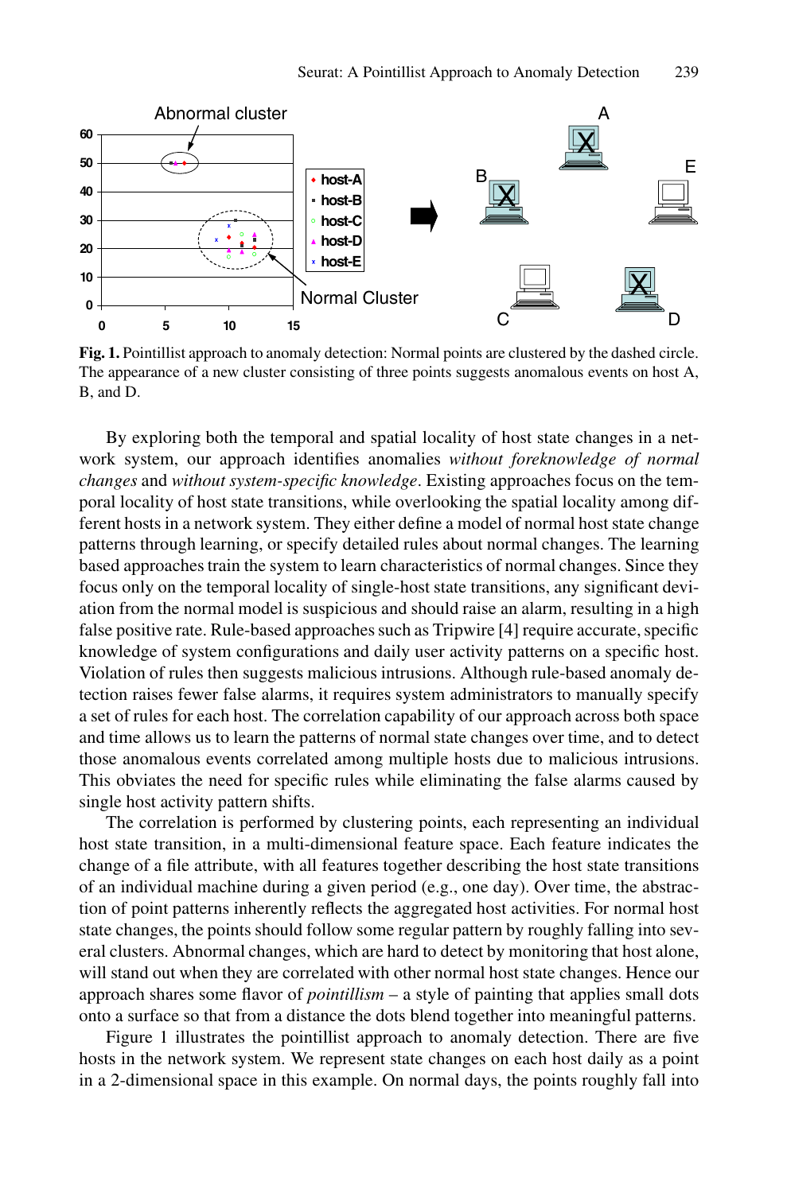**Fig. 1.** Pointillist approach to anomaly detection: Normal points are clustered by the dashed circle. The appearance of a new cluster consisting of three points suggests anomalous events on host A, B, and D.

By exploring both the temporal and spatial locality of host state changes in a network system, our approach identifies anomalies *without foreknowledge of normal changes* and *without system-specific knowledge*. Existing approaches focus on the temporal locality of host state transitions, while overlooking the spatial locality among different hosts in a network system. They either define a model of normal host state change patterns through learning, or specify detailed rules about normal changes. The learning based approaches train the system to learn characteristics of normal changes. Since they focus only on the temporal locality of single-host state transitions, any significant deviation from the normal model is suspicious and should raise an alarm, resulting in a high false positive rate. Rule-based approaches such as Tripwire [4] require accurate, specific knowledge of system configurations and daily user activity patterns on a specific host. Violation of rules then suggests malicious intrusions. Although rule-based anomaly detection raises fewer false alarms, it requires system administrators to manually specify a set of rules for each host. The correlation capability of our approach across both space and time allows us to learn the patterns of normal state changes over time, and to detect those anomalous events correlated among multiple hosts due to malicious intrusions. This obviates the need for specific rules while eliminating the false alarms caused by single host activity pattern shifts.

The correlation is performed by clustering points, each representing an individual host state transition, in a multi-dimensional feature space. Each feature indicates the change of a file attribute, with all features together describing the host state transitions of an individual machine during a given period (e.g., one day). Over time, the abstraction of point patterns inherently reflects the aggregated host activities. For normal host state changes, the points should follow some regular pattern by roughly falling into several clusters. Abnormal changes, which are hard to detect by monitoring that host alone, will stand out when they are correlated with other normal host state changes. Hence our approach shares some flavor of *pointillism* – a style of painting that applies small dots onto a surface so that from a distance the dots blend together into meaningful patterns.

Figure 1 illustrates the pointillist approach to anomaly detection. There are five hosts in the network system. We represent state changes on each host daily as a point in a 2-dimensional space in this example. On normal days, the points roughly fall into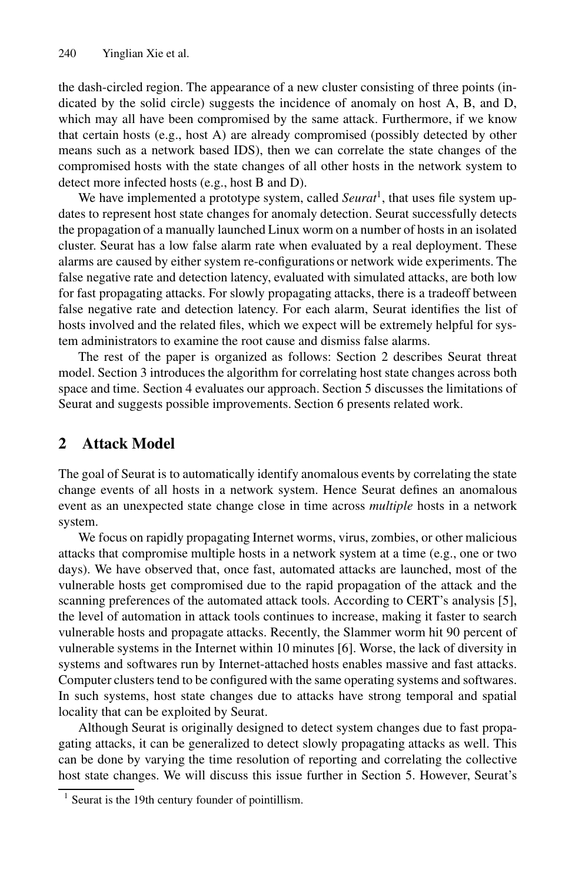the dash-circled region. The appearance of a new cluster consisting of three points (indicated by the solid circle) suggests the incidence of anomaly on host A, B, and D, which may all have been compromised by the same attack. Furthermore, if we know that certain hosts (e.g., host A) are already compromised (possibly detected by other means such as a network based IDS), then we can correlate the state changes of the compromised hosts with the state changes of all other hosts in the network system to detect more infected hosts (e.g., host B and D).

We have implemented a prototype system, called *Seurat*[1], that uses file system updates to represent host state changes for anomaly detection. Seurat successfully detects the propagation of a manually launched Linux worm on a number of hosts in an isolated cluster. Seurat has a low false alarm rate when evaluated by a real deployment. These alarms are caused by either system re-configurations or network wide experiments. The false negative rate and detection latency, evaluated with simulated attacks, are both low for fast propagating attacks. For slowly propagating attacks, there is a tradeoff between false negative rate and detection latency. For each alarm, Seurat identifies the list of hosts involved and the related files, which we expect will be extremely helpful for system administrators to examine the root cause and dismiss false alarms.

The rest of the paper is organized as follows: Section 2 describes Seurat threat model. Section 3 introduces the algorithm for correlating host state changes across both space and time. Section 4 evaluates our approach. Section 5 discusses the limitations of Seurat and suggests possible improvements. Section 6 presents related work.

## 2 Attack Model

The goal of Seurat is to automatically identify anomalous events by correlating the state change events of all hosts in a network system. Hence Seurat defines an anomalous event as an unexpected state change close in time across *multiple* hosts in a network system.

We focus on rapidly propagating Internet worms, virus, zombies, or other malicious attacks that compromise multiple hosts in a network system at a time (e.g., one or two days). We have observed that, once fast, automated attacks are launched, most of the vulnerable hosts get compromised due to the rapid propagation of the attack and the scanning preferences of the automated attack tools. According to CERT's analysis [5], the level of automation in attack tools continues to increase, making it faster to search vulnerable hosts and propagate attacks. Recently, the Slammer worm hit 90 percent of vulnerable systems in the Internet within 10 minutes [6]. Worse, the lack of diversity in systems and softwares run by Internet-attached hosts enables massive and fast attacks. Computer clusters tend to be configured with the same operating systems and softwares. In such systems, host state changes due to attacks have strong temporal and spatial locality that can be exploited by Seurat.

Although Seurat is originally designed to detect system changes due to fast propagating attacks, it can be generalized to detect slowly propagating attacks as well. This can be done by varying the time resolution of reporting and correlating the collective host state changes. We will discuss this issue further in Section 5. However, Seurat's

[1] Seurat is the 19th century founder of pointillism.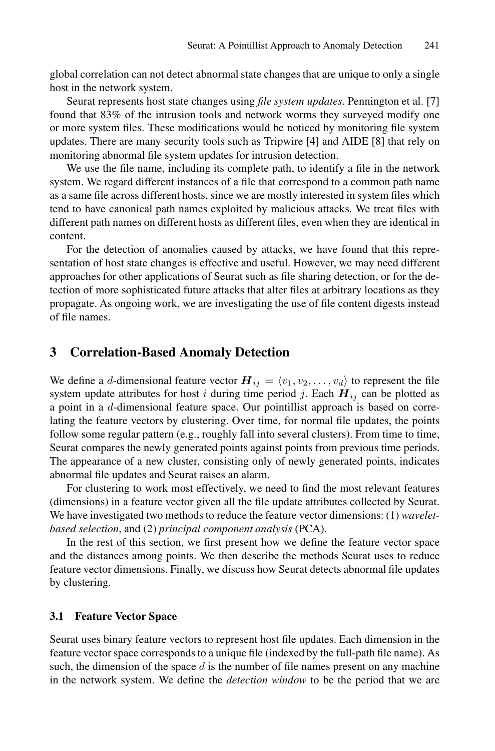global correlation can not detect abnormal state changes that are unique to only a single host in the network system.

Seurat represents host state changes using *file system updates*. Pennington et al. [7] found that 83% of the intrusion tools and network worms they surveyed modify one or more system files. These modifications would be noticed by monitoring file system updates. There are many security tools such as Tripwire [4] and AIDE [8] that rely on monitoring abnormal file system updates for intrusion detection.

We use the file name, including its complete path, to identify a file in the network system. We regard different instances of a file that correspond to a common path name as a same file across different hosts, since we are mostly interested in system files which tend to have canonical path names exploited by malicious attacks. We treat files with different path names on different hosts as different files, even when they are identical in content.

For the detection of anomalies caused by attacks, we have found that this representation of host state changes is effective and useful. However, we may need different approaches for other applications of Seurat such as file sharing detection, or for the detection of more sophisticated future attacks that alter files at arbitrary locations as they propagate. As ongoing work, we are investigating the use of file content digests instead of file names.

## 3 Correlation-Based Anomaly Detection

We define a $d$-dimensional feature vector $\boldsymbol{H}_{ij} = \langle v_1, v_2, \ldots, v_d \rangle$ to represent the file system update attributes for host $i$ during time period $j$. Each $\boldsymbol{H}_{ij}$ can be plotted as a point in a $d$-dimensional feature space. Our pointillist approach is based on correlating the feature vectors by clustering. Over time, for normal file updates, the points follow some regular pattern (e.g., roughly fall into several clusters). From time to time, Seurat compares the newly generated points against points from previous time periods. The appearance of a new cluster, consisting only of newly generated points, indicates abnormal file updates and Seurat raises an alarm.

For clustering to work most effectively, we need to find the most relevant features (dimensions) in a feature vector given all the file update attributes collected by Seurat. We have investigated two methods to reduce the feature vector dimensions: (1) *wavelet-based selection*, and (2) *principal component analysis* (PCA).

In the rest of this section, we first present how we define the feature vector space and the distances among points. We then describe the methods Seurat uses to reduce feature vector dimensions. Finally, we discuss how Seurat detects abnormal file updates by clustering.

### 3.1 Feature Vector Space

Seurat uses binary feature vectors to represent host file updates. Each dimension in the feature vector space corresponds to a unique file (indexed by the full-path file name). As such, the dimension of the space $d$ is the number of file names present on any machine in the network system. We define the *detection window* to be the period that we are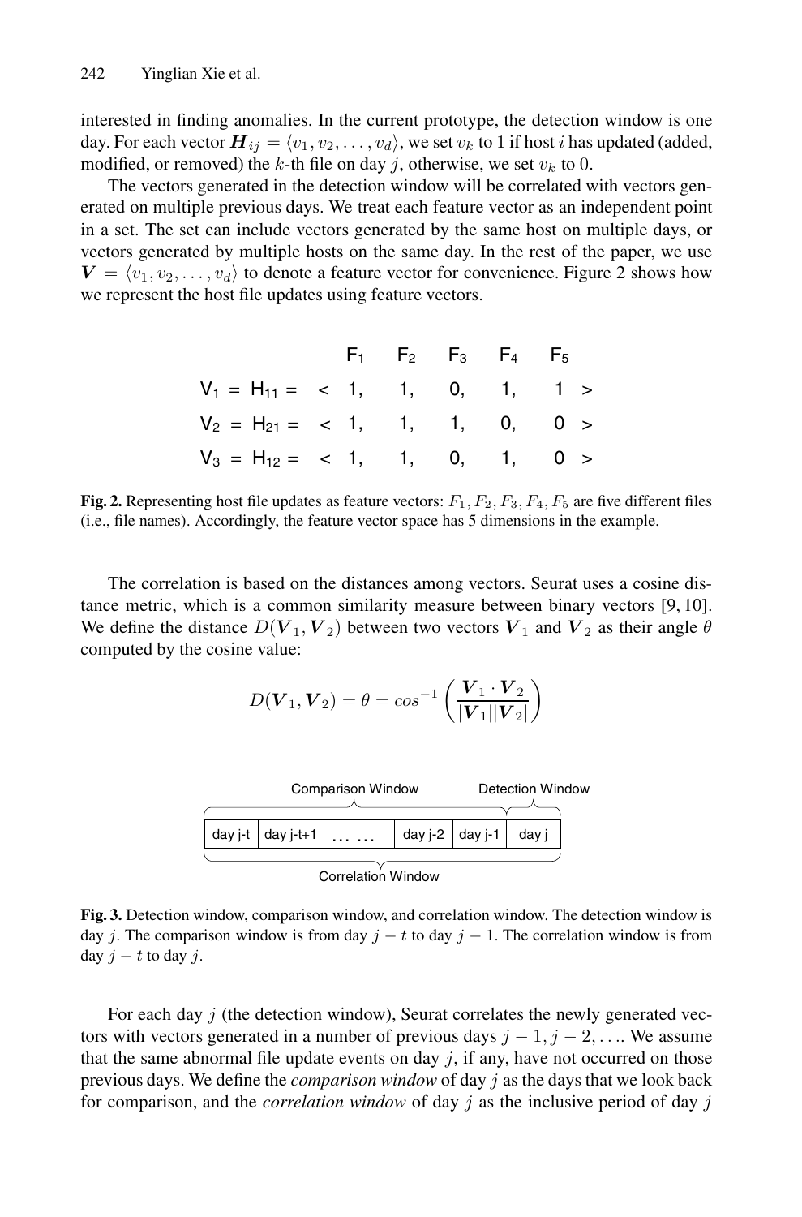interested in finding anomalies. In the current prototype, the detection window is one day. For each vector $\boldsymbol{H}_{ij} = \langle v_1, v_2, \ldots, v_d \rangle$, we set $v_k$ to 1 if host $i$ has updated (added, modified, or removed) the $k$-th file on day $j$, otherwise, we set $v_k$ to 0.

The vectors generated in the detection window will be correlated with vectors generated on multiple previous days. We treat each feature vector as an independent point in a set. The set can include vectors generated by the same host on multiple days, or vectors generated by multiple hosts on the same day. In the rest of the paper, we use $\boldsymbol{V} = \langle v_1, v_2, \ldots, v_d \rangle$ to denote a feature vector for convenience. Figure 2 shows how we represent the host file updates using feature vectors.

| | $F_1$ | $F_2$ | $F_3$ | $F_4$ | $F_5$ |
|---|---|---|---|---|---|
| $V_1 = H_{11} =$ | < 1, | 1, | 0, | 1, | 1 > |
| $V_2 = H_{21} =$ | < 1, | 1, | 1, | 0, | 0 > |
| $V_3 = H_{12} =$ | < 1, | 1, | 0, | 1, | 0 > |

**Fig. 2.** Representing host file updates as feature vectors: $F_1, F_2, F_3, F_4, F_5$ are five different files (i.e., file names). Accordingly, the feature vector space has 5 dimensions in the example.

The correlation is based on the distances among vectors. Seurat uses a cosine distance metric, which is a common similarity measure between binary vectors [9, 10]. We define the distance $D(\boldsymbol{V}_1, \boldsymbol{V}_2)$ between two vectors $\boldsymbol{V}_1$ and $\boldsymbol{V}_2$ as their angle $\theta$ computed by the cosine value:

$$D(\boldsymbol{V}_1, \boldsymbol{V}_2) = \theta = cos^{-1}\left(\frac{\boldsymbol{V}_1 \cdot \boldsymbol{V}_2}{|\boldsymbol{V}_1||\boldsymbol{V}_2|}\right)$$

| Comparison Window | | | | | | Detection Window |
|---|---|---|---|---|---|---|
| day j-t | day j-t+1 | … … | day j-2 | day j-1 | | day j |
| Correlation Window | | | | | | |

**Fig. 3.** Detection window, comparison window, and correlation window. The detection window is day $j$. The comparison window is from day $j - t$ to day $j - 1$. The correlation window is from day $j - t$ to day $j$.

For each day $j$ (the detection window), Seurat correlates the newly generated vectors with vectors generated in a number of previous days $j - 1, j - 2, \ldots$. We assume that the same abnormal file update events on day $j$, if any, have not occurred on those previous days. We define the *comparison window* of day $j$ as the days that we look back for comparison, and the *correlation window* of day $j$ as the inclusive period of day $j$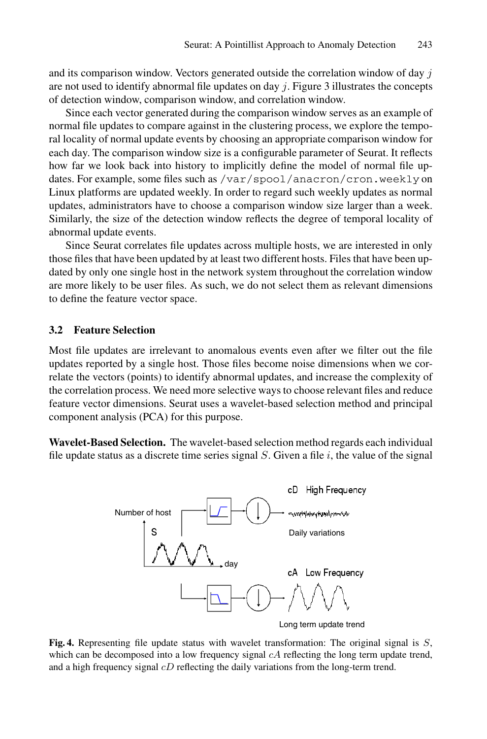and its comparison window. Vectors generated outside the correlation window of day $j$ are not used to identify abnormal file updates on day $j$. Figure 3 illustrates the concepts of detection window, comparison window, and correlation window.

Since each vector generated during the comparison window serves as an example of normal file updates to compare against in the clustering process, we explore the temporal locality of normal update events by choosing an appropriate comparison window for each day. The comparison window size is a configurable parameter of Seurat. It reflects how far we look back into history to implicitly define the model of normal file updates. For example, some files such as `/var/spool/anacron/cron.weekly` on Linux platforms are updated weekly. In order to regard such weekly updates as normal updates, administrators have to choose a comparison window size larger than a week. Similarly, the size of the detection window reflects the degree of temporal locality of abnormal update events.

Since Seurat correlates file updates across multiple hosts, we are interested in only those files that have been updated by at least two different hosts. Files that have been updated by only one single host in the network system throughout the correlation window are more likely to be user files. As such, we do not select them as relevant dimensions to define the feature vector space.

### 3.2 Feature Selection

Most file updates are irrelevant to anomalous events even after we filter out the file updates reported by a single host. Those files become noise dimensions when we correlate the vectors (points) to identify abnormal updates, and increase the complexity of the correlation process. We need more selective ways to choose relevant files and reduce feature vector dimensions. Seurat uses a wavelet-based selection method and principal component analysis (PCA) for this purpose.

**Wavelet-Based Selection.** The wavelet-based selection method regards each individual file update status as a discrete time series signal $S$. Given a file $i$, the value of the signal

**Fig. 4.** Representing file update status with wavelet transformation: The original signal is $S$, which can be decomposed into a low frequency signal $cA$ reflecting the long term update trend, and a high frequency signal $cD$ reflecting the daily variations from the long-term trend.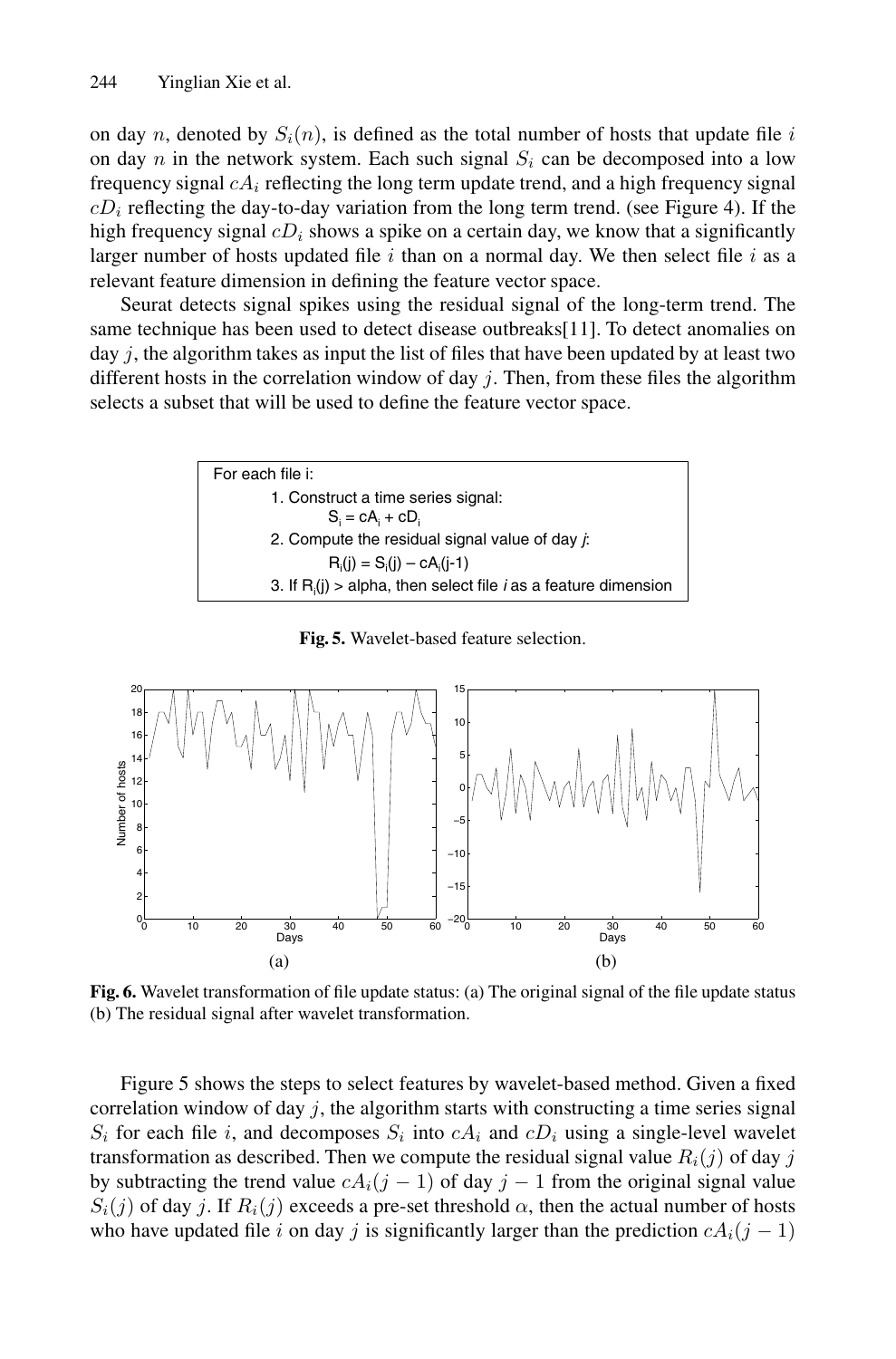on day $n$, denoted by $S_i(n)$, is defined as the total number of hosts that update file $i$ on day $n$ in the network system. Each such signal $S_i$ can be decomposed into a low frequency signal $cA_i$ reflecting the long term update trend, and a high frequency signal $cD_i$ reflecting the day-to-day variation from the long term trend. (see Figure 4). If the high frequency signal $cD_i$ shows a spike on a certain day, we know that a significantly larger number of hosts updated file $i$ than on a normal day. We then select file $i$ as a relevant feature dimension in defining the feature vector space.

Seurat detects signal spikes using the residual signal of the long-term trend. The same technique has been used to detect disease outbreaks[11]. To detect anomalies on day $j$, the algorithm takes as input the list of files that have been updated by at least two different hosts in the correlation window of day $j$. Then, from these files the algorithm selects a subset that will be used to define the feature vector space.

```
For each file i:
    1. Construct a time series signal:
           S_i = cA_i + cD_i
    2. Compute the residual signal value of day j:
           R_i(j) = S_i(j) – cA_i(j-1)
    3. If R_i(j) > alpha, then select file i as a feature dimension
```

**Fig. 5.** Wavelet-based feature selection.

**Fig. 6.** Wavelet transformation of file update status: (a) The original signal of the file update status (b) The residual signal after wavelet transformation.

Figure 5 shows the steps to select features by wavelet-based method. Given a fixed correlation window of day $j$, the algorithm starts with constructing a time series signal $S_i$ for each file $i$, and decomposes $S_i$ into $cA_i$ and $cD_i$ using a single-level wavelet transformation as described. Then we compute the residual signal value $R_i(j)$ of day $j$ by subtracting the trend value $cA_i(j-1)$ of day $j-1$ from the original signal value $S_i(j)$ of day $j$. If $R_i(j)$ exceeds a pre-set threshold $\alpha$, then the actual number of hosts who have updated file $i$ on day $j$ is significantly larger than the prediction $cA_i(j-1)$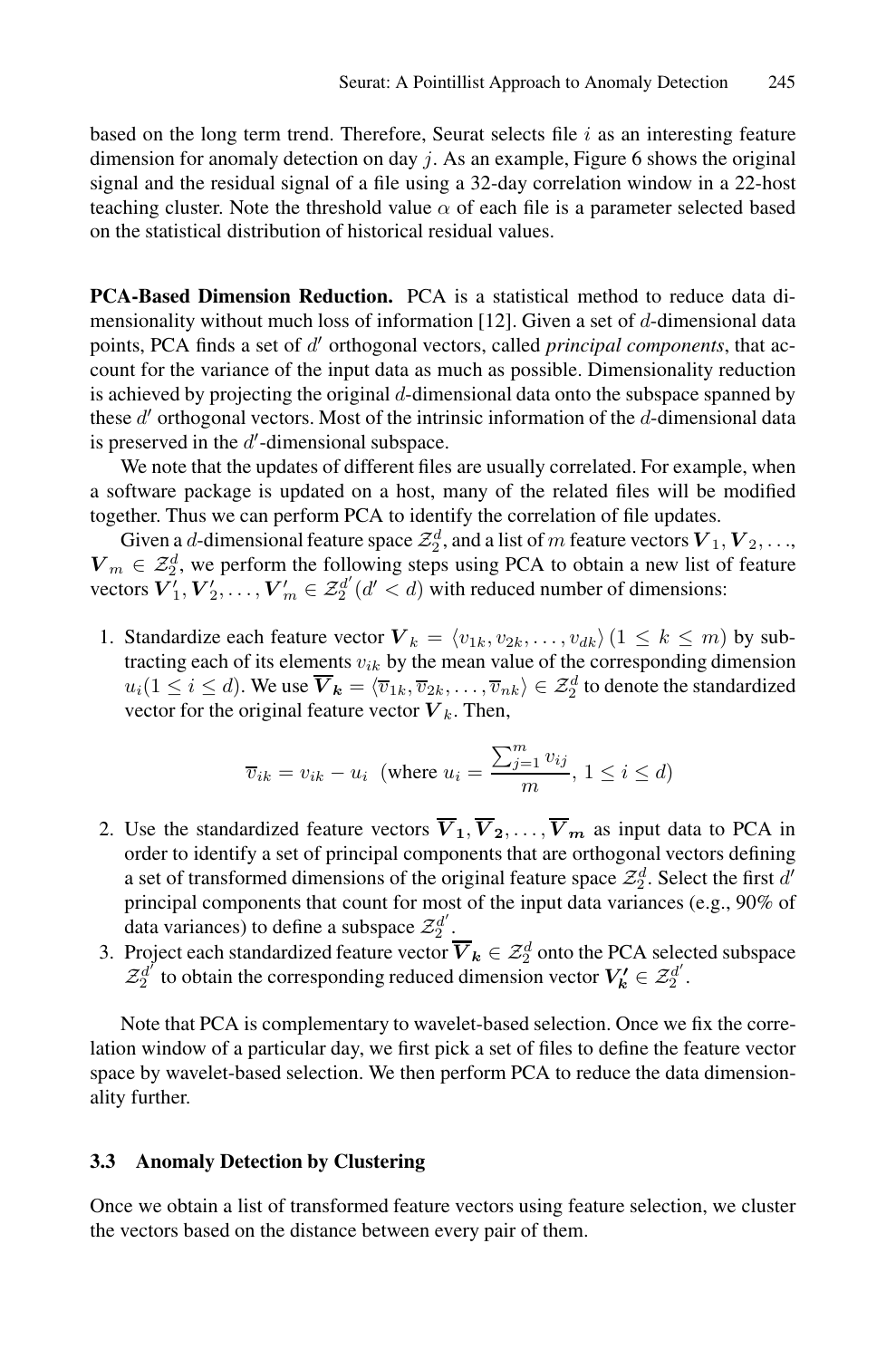based on the long term trend. Therefore, Seurat selects file $i$ as an interesting feature dimension for anomaly detection on day $j$. As an example, Figure 6 shows the original signal and the residual signal of a file using a 32-day correlation window in a 22-host teaching cluster. Note the threshold value $\alpha$ of each file is a parameter selected based on the statistical distribution of historical residual values.

**PCA-Based Dimension Reduction.** PCA is a statistical method to reduce data dimensionality without much loss of information [12]. Given a set of $d$-dimensional data points, PCA finds a set of $d'$ orthogonal vectors, called *principal components*, that account for the variance of the input data as much as possible. Dimensionality reduction is achieved by projecting the original $d$-dimensional data onto the subspace spanned by these $d'$ orthogonal vectors. Most of the intrinsic information of the $d$-dimensional data is preserved in the $d'$-dimensional subspace.

We note that the updates of different files are usually correlated. For example, when a software package is updated on a host, many of the related files will be modified together. Thus we can perform PCA to identify the correlation of file updates.

Given a $d$-dimensional feature space $\mathcal{Z}_2^d$, and a list of $m$ feature vectors $\boldsymbol{V}_1, \boldsymbol{V}_2, \ldots, \boldsymbol{V}_m \in \mathcal{Z}_2^d$, we perform the following steps using PCA to obtain a new list of feature vectors $\boldsymbol{V}'_1, \boldsymbol{V}'_2, \ldots, \boldsymbol{V}'_m \in \mathcal{Z}_2^{d'} \, (d' < d)$ with reduced number of dimensions:

1. Standardize each feature vector $\boldsymbol{V}_k = \langle v_{1k}, v_{2k}, \ldots, v_{dk} \rangle \, (1 \leq k \leq m)$ by subtracting each of its elements $v_{ik}$ by the mean value of the corresponding dimension $u_i (1 \leq i \leq d)$. We use $\overline{\boldsymbol{V}_{\boldsymbol{k}}} = \langle \overline{v}_{1k}, \overline{v}_{2k}, \ldots, \overline{v}_{nk} \rangle \in \mathcal{Z}_2^d$ to denote the standardized vector for the original feature vector $\boldsymbol{V}_k$. Then,

$$\overline{v}_{ik} = v_{ik} - u_i \;\; (\text{where } u_i = \frac{\sum_{j=1}^{m} v_{ij}}{m}, \; 1 \leq i \leq d)$$

2. Use the standardized feature vectors $\overline{\boldsymbol{V}_1}, \overline{\boldsymbol{V}_2}, \ldots, \overline{\boldsymbol{V}_m}$ as input data to PCA in order to identify a set of principal components that are orthogonal vectors defining a set of transformed dimensions of the original feature space $\mathcal{Z}_2^d$. Select the first $d'$ principal components that count for most of the input data variances (e.g., 90% of data variances) to define a subspace $\mathcal{Z}_2^{d'}$.
3. Project each standardized feature vector $\overline{\boldsymbol{V}_{\boldsymbol{k}}} \in \mathcal{Z}_2^d$ onto the PCA selected subspace $\mathcal{Z}_2^{d'}$ to obtain the corresponding reduced dimension vector $\boldsymbol{V}'_{\boldsymbol{k}} \in \mathcal{Z}_2^{d'}$.

Note that PCA is complementary to wavelet-based selection. Once we fix the correlation window of a particular day, we first pick a set of files to define the feature vector space by wavelet-based selection. We then perform PCA to reduce the data dimensionality further.

### 3.3 Anomaly Detection by Clustering

Once we obtain a list of transformed feature vectors using feature selection, we cluster the vectors based on the distance between every pair of them.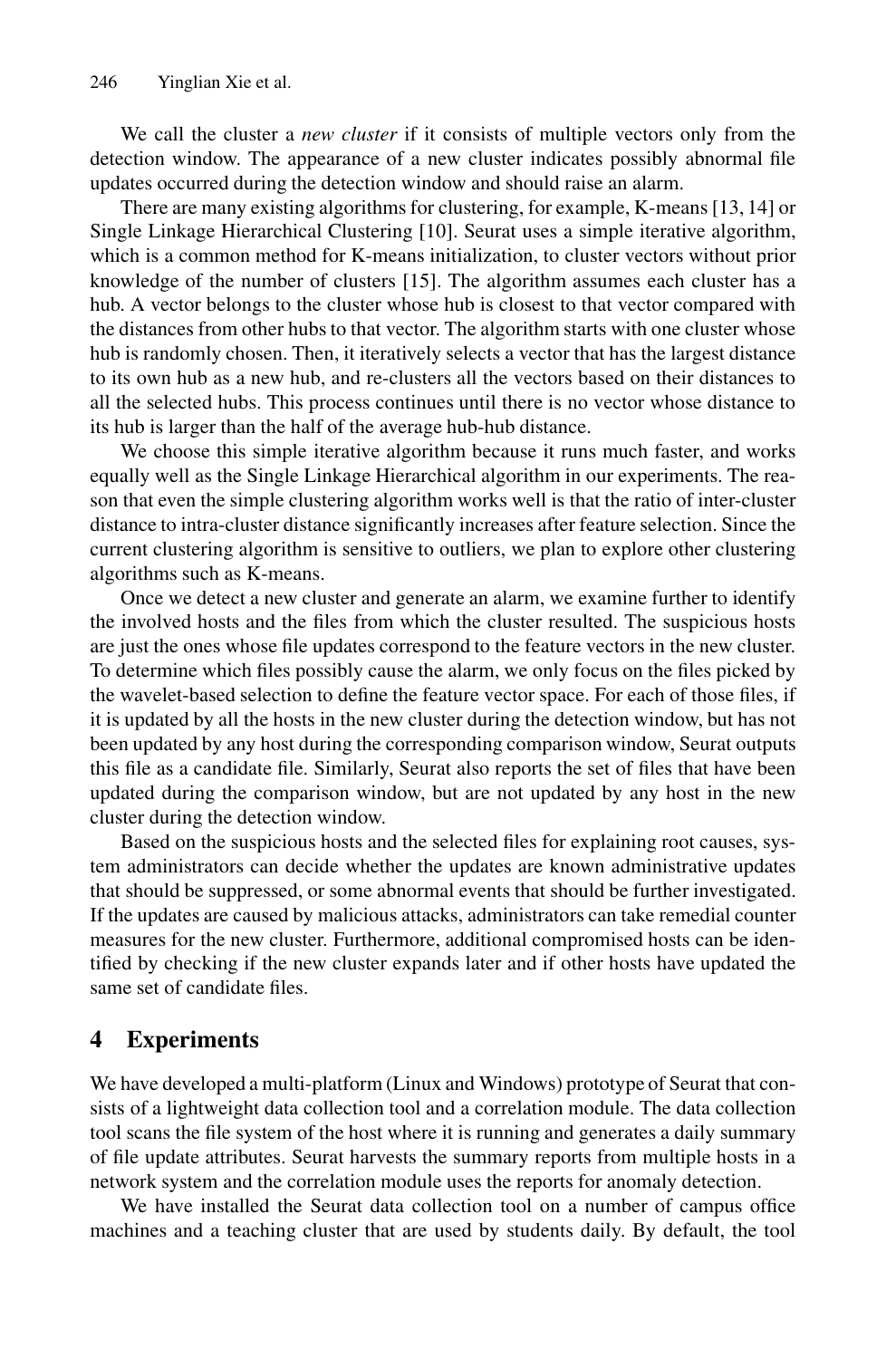We call the cluster a *new cluster* if it consists of multiple vectors only from the detection window. The appearance of a new cluster indicates possibly abnormal file updates occurred during the detection window and should raise an alarm.

There are many existing algorithms for clustering, for example, K-means [13, 14] or Single Linkage Hierarchical Clustering [10]. Seurat uses a simple iterative algorithm, which is a common method for K-means initialization, to cluster vectors without prior knowledge of the number of clusters [15]. The algorithm assumes each cluster has a hub. A vector belongs to the cluster whose hub is closest to that vector compared with the distances from other hubs to that vector. The algorithm starts with one cluster whose hub is randomly chosen. Then, it iteratively selects a vector that has the largest distance to its own hub as a new hub, and re-clusters all the vectors based on their distances to all the selected hubs. This process continues until there is no vector whose distance to its hub is larger than the half of the average hub-hub distance.

We choose this simple iterative algorithm because it runs much faster, and works equally well as the Single Linkage Hierarchical algorithm in our experiments. The reason that even the simple clustering algorithm works well is that the ratio of inter-cluster distance to intra-cluster distance significantly increases after feature selection. Since the current clustering algorithm is sensitive to outliers, we plan to explore other clustering algorithms such as K-means.

Once we detect a new cluster and generate an alarm, we examine further to identify the involved hosts and the files from which the cluster resulted. The suspicious hosts are just the ones whose file updates correspond to the feature vectors in the new cluster. To determine which files possibly cause the alarm, we only focus on the files picked by the wavelet-based selection to define the feature vector space. For each of those files, if it is updated by all the hosts in the new cluster during the detection window, but has not been updated by any host during the corresponding comparison window, Seurat outputs this file as a candidate file. Similarly, Seurat also reports the set of files that have been updated during the comparison window, but are not updated by any host in the new cluster during the detection window.

Based on the suspicious hosts and the selected files for explaining root causes, system administrators can decide whether the updates are known administrative updates that should be suppressed, or some abnormal events that should be further investigated. If the updates are caused by malicious attacks, administrators can take remedial counter measures for the new cluster. Furthermore, additional compromised hosts can be identified by checking if the new cluster expands later and if other hosts have updated the same set of candidate files.

## 4 Experiments

We have developed a multi-platform (Linux and Windows) prototype of Seurat that consists of a lightweight data collection tool and a correlation module. The data collection tool scans the file system of the host where it is running and generates a daily summary of file update attributes. Seurat harvests the summary reports from multiple hosts in a network system and the correlation module uses the reports for anomaly detection.

We have installed the Seurat data collection tool on a number of campus office machines and a teaching cluster that are used by students daily. By default, the tool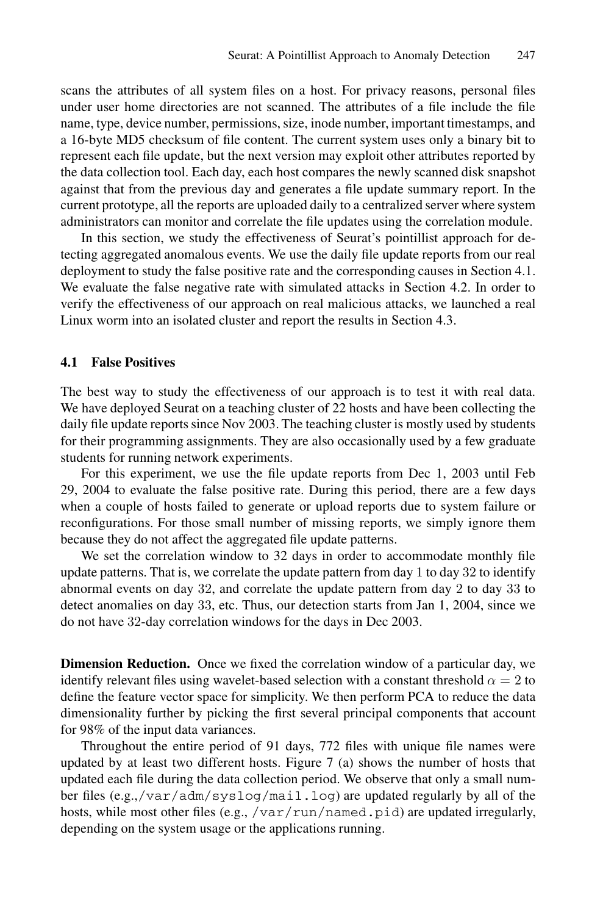scans the attributes of all system files on a host. For privacy reasons, personal files under user home directories are not scanned. The attributes of a file include the file name, type, device number, permissions, size, inode number, important timestamps, and a 16-byte MD5 checksum of file content. The current system uses only a binary bit to represent each file update, but the next version may exploit other attributes reported by the data collection tool. Each day, each host compares the newly scanned disk snapshot against that from the previous day and generates a file update summary report. In the current prototype, all the reports are uploaded daily to a centralized server where system administrators can monitor and correlate the file updates using the correlation module.

In this section, we study the effectiveness of Seurat's pointillist approach for detecting aggregated anomalous events. We use the daily file update reports from our real deployment to study the false positive rate and the corresponding causes in Section 4.1. We evaluate the false negative rate with simulated attacks in Section 4.2. In order to verify the effectiveness of our approach on real malicious attacks, we launched a real Linux worm into an isolated cluster and report the results in Section 4.3.

### 4.1 False Positives

The best way to study the effectiveness of our approach is to test it with real data. We have deployed Seurat on a teaching cluster of 22 hosts and have been collecting the daily file update reports since Nov 2003. The teaching cluster is mostly used by students for their programming assignments. They are also occasionally used by a few graduate students for running network experiments.

For this experiment, we use the file update reports from Dec 1, 2003 until Feb 29, 2004 to evaluate the false positive rate. During this period, there are a few days when a couple of hosts failed to generate or upload reports due to system failure or reconfigurations. For those small number of missing reports, we simply ignore them because they do not affect the aggregated file update patterns.

We set the correlation window to 32 days in order to accommodate monthly file update patterns. That is, we correlate the update pattern from day 1 to day 32 to identify abnormal events on day 32, and correlate the update pattern from day 2 to day 33 to detect anomalies on day 33, etc. Thus, our detection starts from Jan 1, 2004, since we do not have 32-day correlation windows for the days in Dec 2003.

**Dimension Reduction.** Once we fixed the correlation window of a particular day, we identify relevant files using wavelet-based selection with a constant threshold $\alpha = 2$ to define the feature vector space for simplicity. We then perform PCA to reduce the data dimensionality further by picking the first several principal components that account for 98% of the input data variances.

Throughout the entire period of 91 days, 772 files with unique file names were updated by at least two different hosts. Figure 7 (a) shows the number of hosts that updated each file during the data collection period. We observe that only a small number files (e.g.,`/var/adm/syslog/mail.log`) are updated regularly by all of the hosts, while most other files (e.g., `/var/run/named.pid`) are updated irregularly, depending on the system usage or the applications running.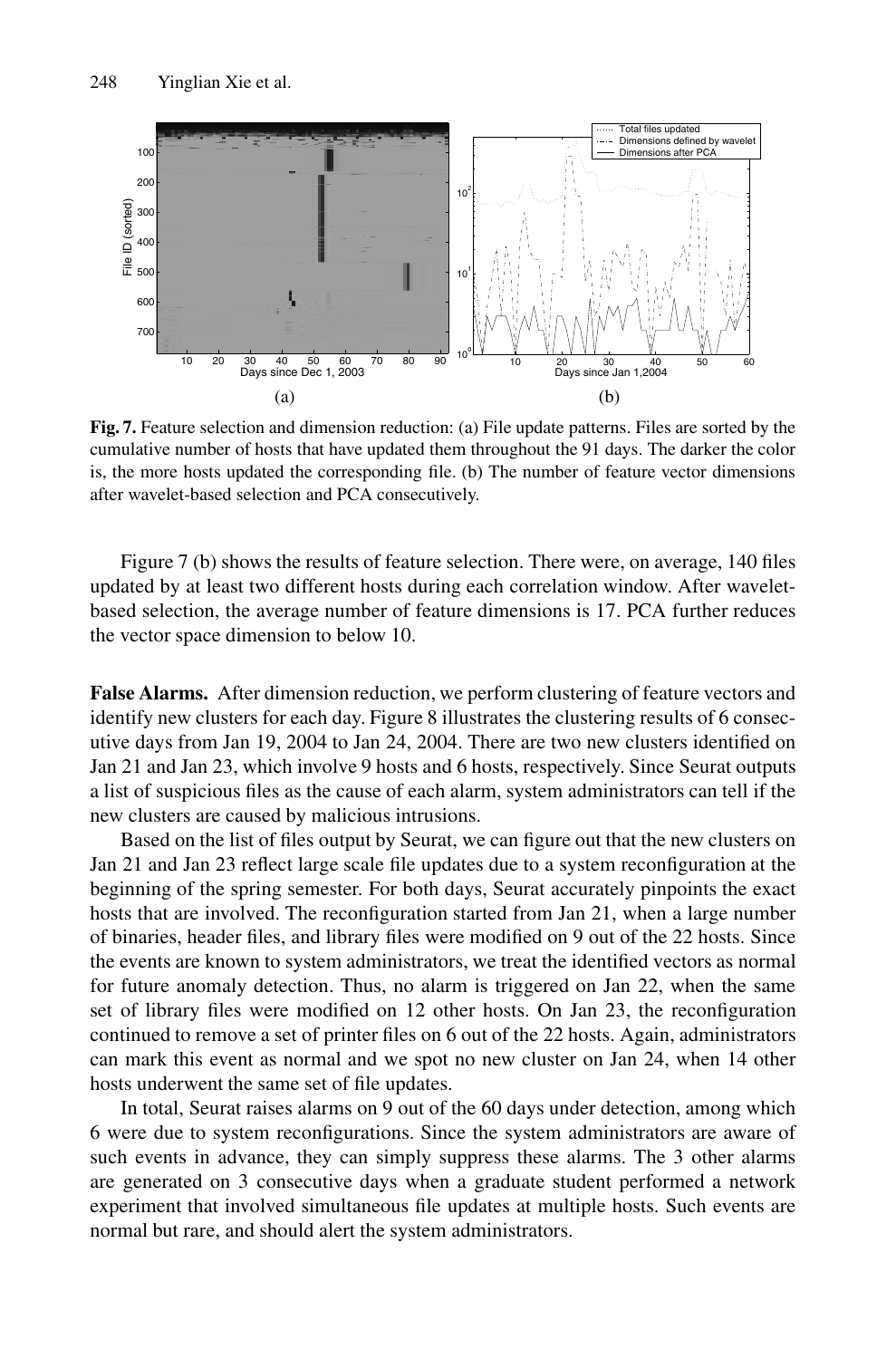**Fig. 7.** Feature selection and dimension reduction: (a) File update patterns. Files are sorted by the cumulative number of hosts that have updated them throughout the 91 days. The darker the color is, the more hosts updated the corresponding file. (b) The number of feature vector dimensions after wavelet-based selection and PCA consecutively.

Figure 7 (b) shows the results of feature selection. There were, on average, 140 files updated by at least two different hosts during each correlation window. After wavelet-based selection, the average number of feature dimensions is 17. PCA further reduces the vector space dimension to below 10.

**False Alarms.** After dimension reduction, we perform clustering of feature vectors and identify new clusters for each day. Figure 8 illustrates the clustering results of 6 consecutive days from Jan 19, 2004 to Jan 24, 2004. There are two new clusters identified on Jan 21 and Jan 23, which involve 9 hosts and 6 hosts, respectively. Since Seurat outputs a list of suspicious files as the cause of each alarm, system administrators can tell if the new clusters are caused by malicious intrusions.

Based on the list of files output by Seurat, we can figure out that the new clusters on Jan 21 and Jan 23 reflect large scale file updates due to a system reconfiguration at the beginning of the spring semester. For both days, Seurat accurately pinpoints the exact hosts that are involved. The reconfiguration started from Jan 21, when a large number of binaries, header files, and library files were modified on 9 out of the 22 hosts. Since the events are known to system administrators, we treat the identified vectors as normal for future anomaly detection. Thus, no alarm is triggered on Jan 22, when the same set of library files were modified on 12 other hosts. On Jan 23, the reconfiguration continued to remove a set of printer files on 6 out of the 22 hosts. Again, administrators can mark this event as normal and we spot no new cluster on Jan 24, when 14 other hosts underwent the same set of file updates.

In total, Seurat raises alarms on 9 out of the 60 days under detection, among which 6 were due to system reconfigurations. Since the system administrators are aware of such events in advance, they can simply suppress these alarms. The 3 other alarms are generated on 3 consecutive days when a graduate student performed a network experiment that involved simultaneous file updates at multiple hosts. Such events are normal but rare, and should alert the system administrators.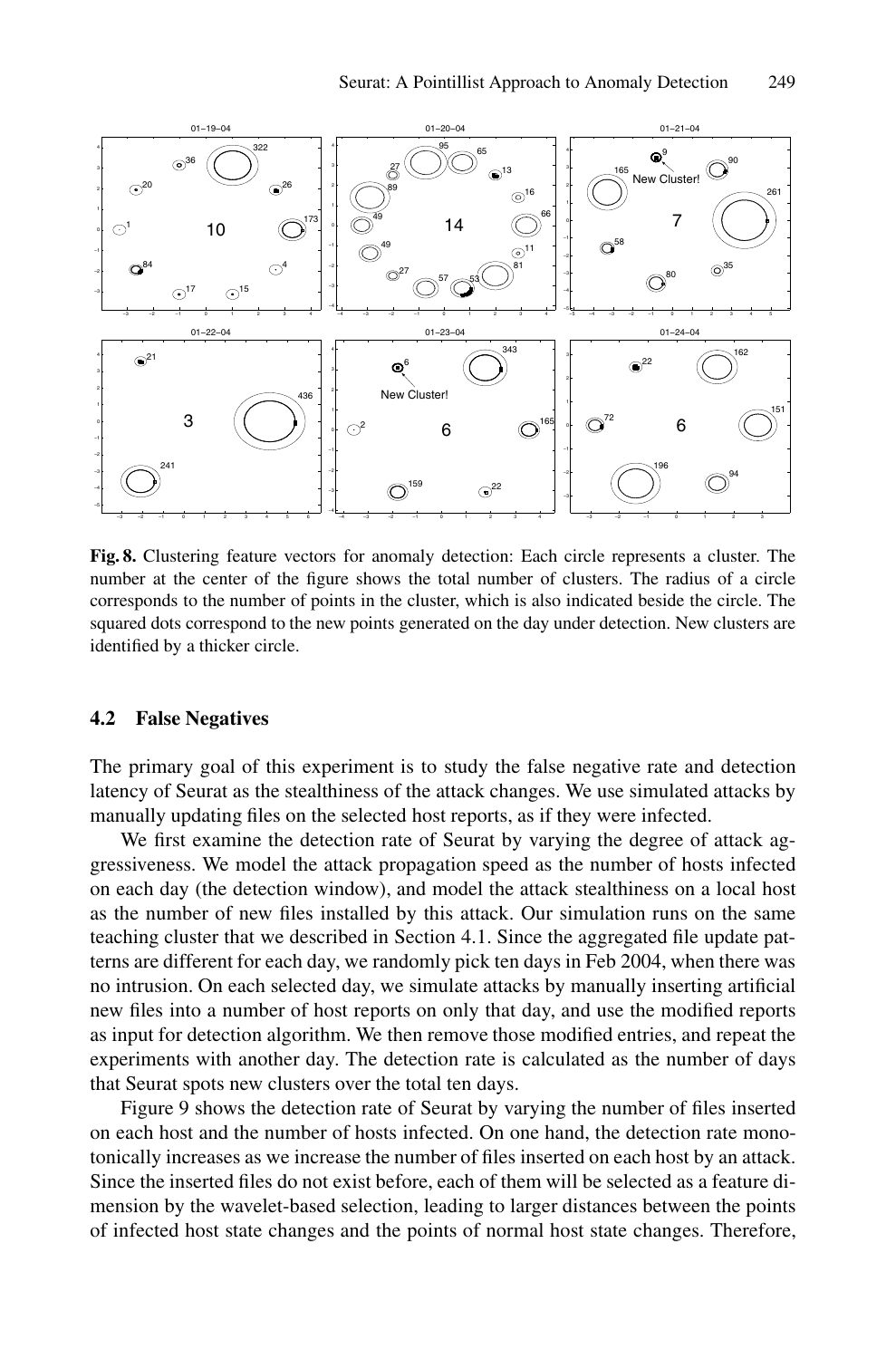**Fig. 8.** Clustering feature vectors for anomaly detection: Each circle represents a cluster. The number at the center of the figure shows the total number of clusters. The radius of a circle corresponds to the number of points in the cluster, which is also indicated beside the circle. The squared dots correspond to the new points generated on the day under detection. New clusters are identified by a thicker circle.

### 4.2 False Negatives

The primary goal of this experiment is to study the false negative rate and detection latency of Seurat as the stealthiness of the attack changes. We use simulated attacks by manually updating files on the selected host reports, as if they were infected.

We first examine the detection rate of Seurat by varying the degree of attack aggressiveness. We model the attack propagation speed as the number of hosts infected on each day (the detection window), and model the attack stealthiness on a local host as the number of new files installed by this attack. Our simulation runs on the same teaching cluster that we described in Section 4.1. Since the aggregated file update patterns are different for each day, we randomly pick ten days in Feb 2004, when there was no intrusion. On each selected day, we simulate attacks by manually inserting artificial new files into a number of host reports on only that day, and use the modified reports as input for detection algorithm. We then remove those modified entries, and repeat the experiments with another day. The detection rate is calculated as the number of days that Seurat spots new clusters over the total ten days.

Figure 9 shows the detection rate of Seurat by varying the number of files inserted on each host and the number of hosts infected. On one hand, the detection rate monotonically increases as we increase the number of files inserted on each host by an attack. Since the inserted files do not exist before, each of them will be selected as a feature dimension by the wavelet-based selection, leading to larger distances between the points of infected host state changes and the points of normal host state changes. Therefore,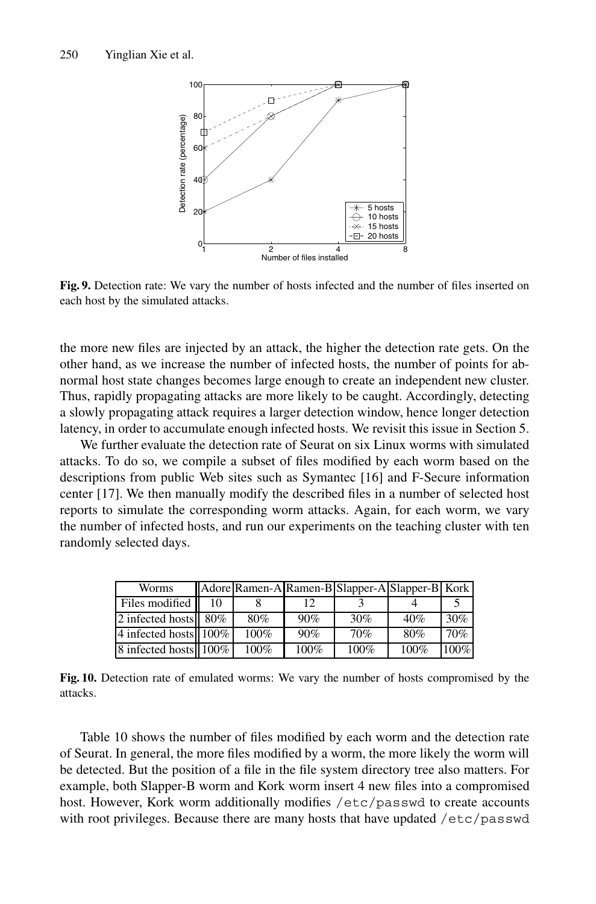**Fig. 9.** Detection rate: We vary the number of hosts infected and the number of files inserted on each host by the simulated attacks.

the more new files are injected by an attack, the higher the detection rate gets. On the other hand, as we increase the number of infected hosts, the number of points for abnormal host state changes becomes large enough to create an independent new cluster. Thus, rapidly propagating attacks are more likely to be caught. Accordingly, detecting a slowly propagating attack requires a larger detection window, hence longer detection latency, in order to accumulate enough infected hosts. We revisit this issue in Section 5.

We further evaluate the detection rate of Seurat on six Linux worms with simulated attacks. To do so, we compile a subset of files modified by each worm based on the descriptions from public Web sites such as Symantec [16] and F-Secure information center [17]. We then manually modify the described files in a number of selected host reports to simulate the corresponding worm attacks. Again, for each worm, we vary the number of infected hosts, and run our experiments on the teaching cluster with ten randomly selected days.

| Worms | Adore | Ramen-A | Ramen-B | Slapper-A | Slapper-B | Kork |
|---|---|---|---|---|---|---|
| Files modified | 10 | 8 | 12 | 3 | 4 | 5 |
| 2 infected hosts | 80% | 80% | 90% | 30% | 40% | 30% |
| 4 infected hosts | 100% | 100% | 90% | 70% | 80% | 70% |
| 8 infected hosts | 100% | 100% | 100% | 100% | 100% | 100% |

**Fig. 10.** Detection rate of emulated worms: We vary the number of hosts compromised by the attacks.

Table 10 shows the number of files modified by each worm and the detection rate of Seurat. In general, the more files modified by a worm, the more likely the worm will be detected. But the position of a file in the file system directory tree also matters. For example, both Slapper-B worm and Kork worm insert 4 new files into a compromised host. However, Kork worm additionally modifies /etc/passwd to create accounts with root privileges. Because there are many hosts that have updated /etc/passwd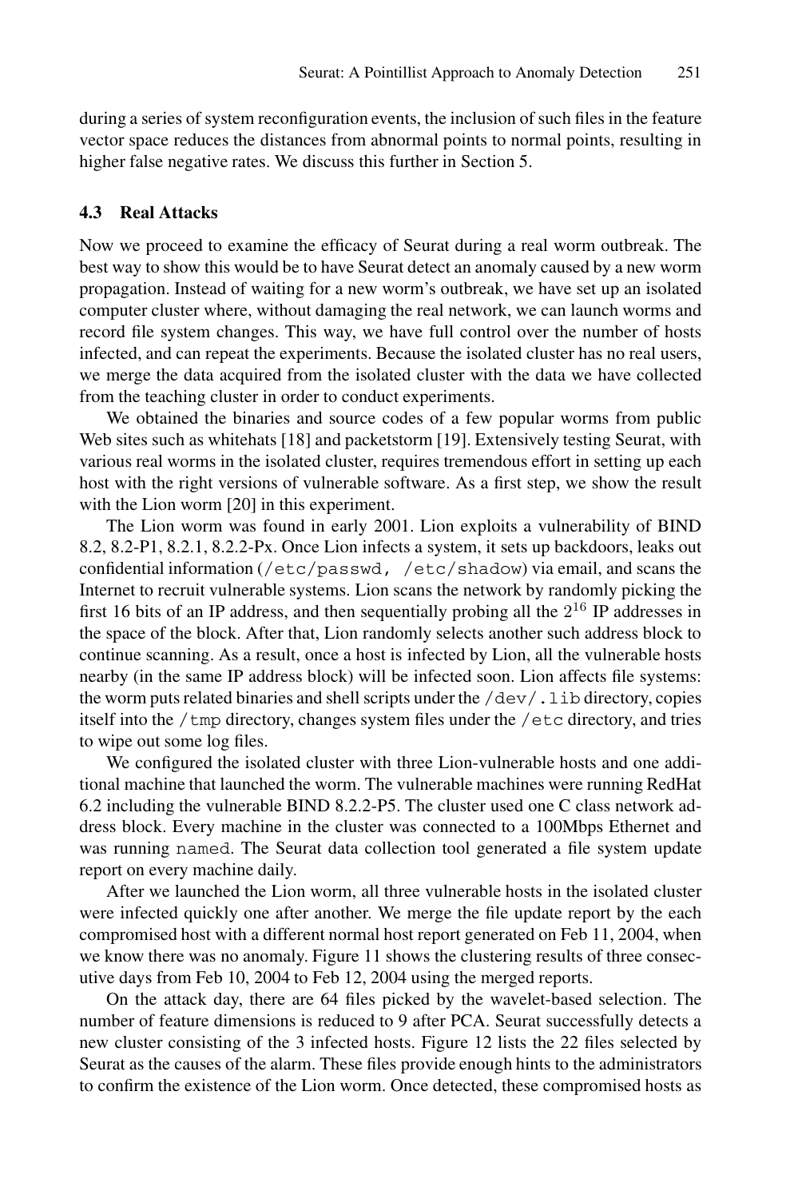during a series of system reconfiguration events, the inclusion of such files in the feature vector space reduces the distances from abnormal points to normal points, resulting in higher false negative rates. We discuss this further in Section 5.

### 4.3 Real Attacks

Now we proceed to examine the efficacy of Seurat during a real worm outbreak. The best way to show this would be to have Seurat detect an anomaly caused by a new worm propagation. Instead of waiting for a new worm's outbreak, we have set up an isolated computer cluster where, without damaging the real network, we can launch worms and record file system changes. This way, we have full control over the number of hosts infected, and can repeat the experiments. Because the isolated cluster has no real users, we merge the data acquired from the isolated cluster with the data we have collected from the teaching cluster in order to conduct experiments.

We obtained the binaries and source codes of a few popular worms from public Web sites such as whitehats [18] and packetstorm [19]. Extensively testing Seurat, with various real worms in the isolated cluster, requires tremendous effort in setting up each host with the right versions of vulnerable software. As a first step, we show the result with the Lion worm [20] in this experiment.

The Lion worm was found in early 2001. Lion exploits a vulnerability of BIND 8.2, 8.2-P1, 8.2.1, 8.2.2-Px. Once Lion infects a system, it sets up backdoors, leaks out confidential information (`/etc/passwd, /etc/shadow`) via email, and scans the Internet to recruit vulnerable systems. Lion scans the network by randomly picking the first 16 bits of an IP address, and then sequentially probing all the $2^{16}$ IP addresses in the space of the block. After that, Lion randomly selects another such address block to continue scanning. As a result, once a host is infected by Lion, all the vulnerable hosts nearby (in the same IP address block) will be infected soon. Lion affects file systems: the worm puts related binaries and shell scripts under the `/dev/.lib` directory, copies itself into the `/tmp` directory, changes system files under the `/etc` directory, and tries to wipe out some log files.

We configured the isolated cluster with three Lion-vulnerable hosts and one additional machine that launched the worm. The vulnerable machines were running RedHat 6.2 including the vulnerable BIND 8.2.2-P5. The cluster used one C class network address block. Every machine in the cluster was connected to a 100Mbps Ethernet and was running `named`. The Seurat data collection tool generated a file system update report on every machine daily.

After we launched the Lion worm, all three vulnerable hosts in the isolated cluster were infected quickly one after another. We merge the file update report by the each compromised host with a different normal host report generated on Feb 11, 2004, when we know there was no anomaly. Figure 11 shows the clustering results of three consecutive days from Feb 10, 2004 to Feb 12, 2004 using the merged reports.

On the attack day, there are 64 files picked by the wavelet-based selection. The number of feature dimensions is reduced to 9 after PCA. Seurat successfully detects a new cluster consisting of the 3 infected hosts. Figure 12 lists the 22 files selected by Seurat as the causes of the alarm. These files provide enough hints to the administrators to confirm the existence of the Lion worm. Once detected, these compromised hosts as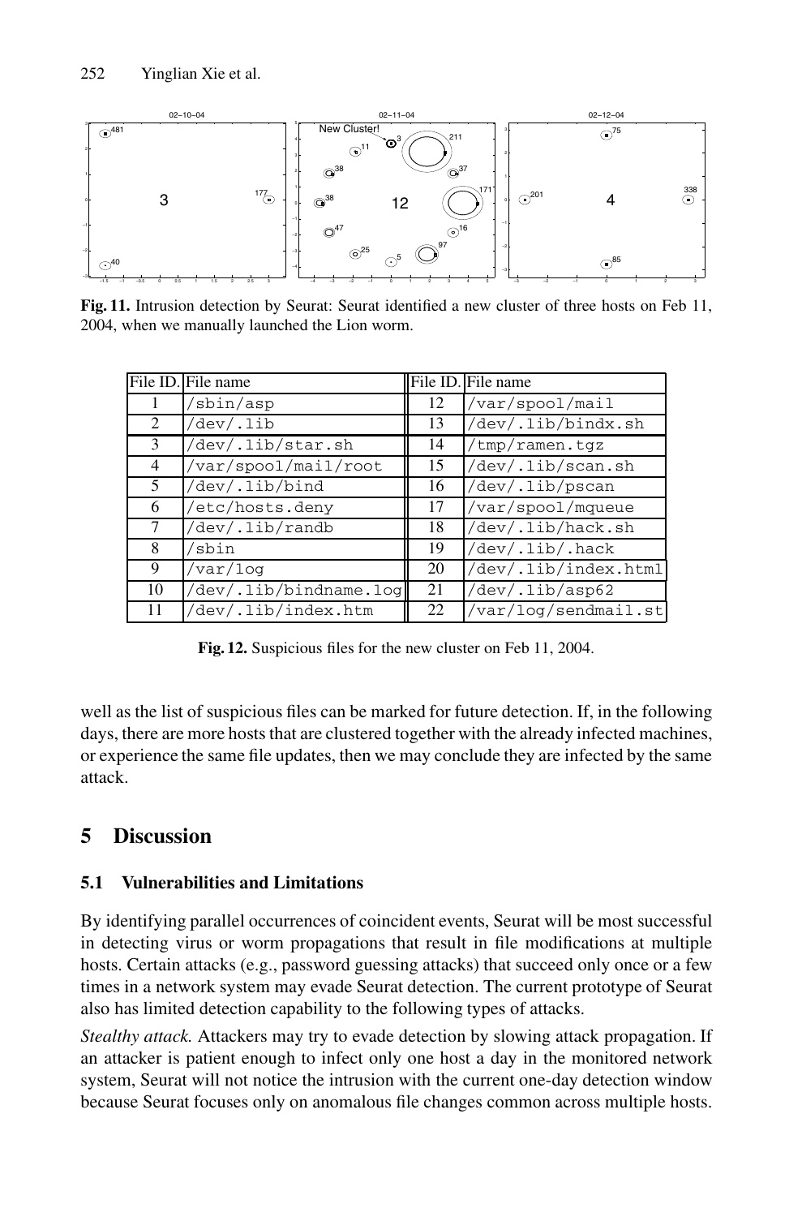**Fig. 11.** Intrusion detection by Seurat: Seurat identified a new cluster of three hosts on Feb 11, 2004, when we manually launched the Lion worm.

| File ID. | File name | File ID. | File name |
|---|---|---|---|
| 1 | /sbin/asp | 12 | /var/spool/mail |
| 2 | /dev/.lib | 13 | /dev/.lib/bindx.sh |
| 3 | /dev/.lib/star.sh | 14 | /tmp/ramen.tgz |
| 4 | /var/spool/mail/root | 15 | /dev/.lib/scan.sh |
| 5 | /dev/.lib/bind | 16 | /dev/.lib/pscan |
| 6 | /etc/hosts.deny | 17 | /var/spool/mqueue |
| 7 | /dev/.lib/randb | 18 | /dev/.lib/hack.sh |
| 8 | /sbin | 19 | /dev/.lib/.hack |
| 9 | /var/log | 20 | /dev/.lib/index.html |
| 10 | /dev/.lib/bindname.log | 21 | /dev/.lib/asp62 |
| 11 | /dev/.lib/index.htm | 22 | /var/log/sendmail.st |

**Fig. 12.** Suspicious files for the new cluster on Feb 11, 2004.

well as the list of suspicious files can be marked for future detection. If, in the following days, there are more hosts that are clustered together with the already infected machines, or experience the same file updates, then we may conclude they are infected by the same attack.

## 5 Discussion

### 5.1 Vulnerabilities and Limitations

By identifying parallel occurrences of coincident events, Seurat will be most successful in detecting virus or worm propagations that result in file modifications at multiple hosts. Certain attacks (e.g., password guessing attacks) that succeed only once or a few times in a network system may evade Seurat detection. The current prototype of Seurat also has limited detection capability to the following types of attacks.

*Stealthy attack.* Attackers may try to evade detection by slowing attack propagation. If an attacker is patient enough to infect only one host a day in the monitored network system, Seurat will not notice the intrusion with the current one-day detection window because Seurat focuses only on anomalous file changes common across multiple hosts.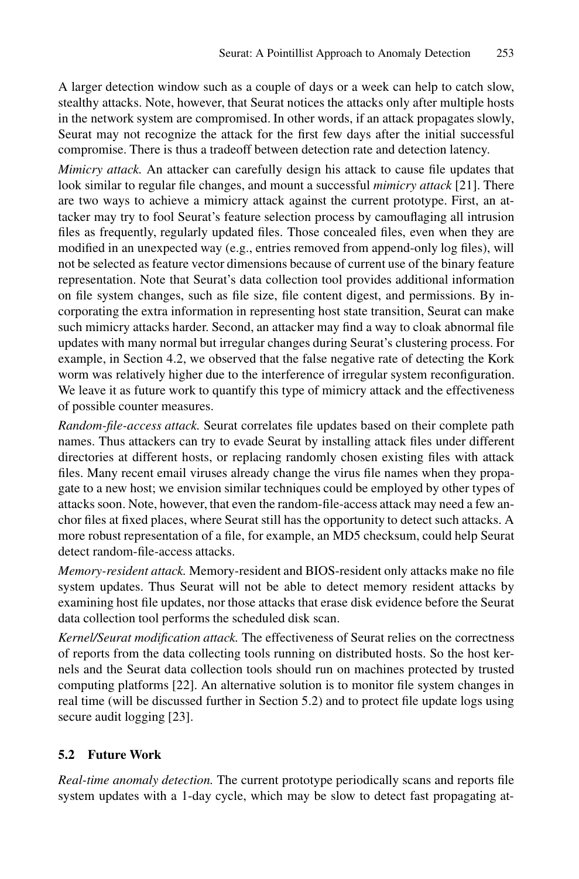A larger detection window such as a couple of days or a week can help to catch slow, stealthy attacks. Note, however, that Seurat notices the attacks only after multiple hosts in the network system are compromised. In other words, if an attack propagates slowly, Seurat may not recognize the attack for the first few days after the initial successful compromise. There is thus a tradeoff between detection rate and detection latency.

*Mimicry attack.* An attacker can carefully design his attack to cause file updates that look similar to regular file changes, and mount a successful *mimicry attack* [21]. There are two ways to achieve a mimicry attack against the current prototype. First, an attacker may try to fool Seurat's feature selection process by camouflaging all intrusion files as frequently, regularly updated files. Those concealed files, even when they are modified in an unexpected way (e.g., entries removed from append-only log files), will not be selected as feature vector dimensions because of current use of the binary feature representation. Note that Seurat's data collection tool provides additional information on file system changes, such as file size, file content digest, and permissions. By incorporating the extra information in representing host state transition, Seurat can make such mimicry attacks harder. Second, an attacker may find a way to cloak abnormal file updates with many normal but irregular changes during Seurat's clustering process. For example, in Section 4.2, we observed that the false negative rate of detecting the Kork worm was relatively higher due to the interference of irregular system reconfiguration. We leave it as future work to quantify this type of mimicry attack and the effectiveness of possible counter measures.

*Random-file-access attack.* Seurat correlates file updates based on their complete path names. Thus attackers can try to evade Seurat by installing attack files under different directories at different hosts, or replacing randomly chosen existing files with attack files. Many recent email viruses already change the virus file names when they propagate to a new host; we envision similar techniques could be employed by other types of attacks soon. Note, however, that even the random-file-access attack may need a few anchor files at fixed places, where Seurat still has the opportunity to detect such attacks. A more robust representation of a file, for example, an MD5 checksum, could help Seurat detect random-file-access attacks.

*Memory-resident attack.* Memory-resident and BIOS-resident only attacks make no file system updates. Thus Seurat will not be able to detect memory resident attacks by examining host file updates, nor those attacks that erase disk evidence before the Seurat data collection tool performs the scheduled disk scan.

*Kernel/Seurat modification attack.* The effectiveness of Seurat relies on the correctness of reports from the data collecting tools running on distributed hosts. So the host kernels and the Seurat data collection tools should run on machines protected by trusted computing platforms [22]. An alternative solution is to monitor file system changes in real time (will be discussed further in Section 5.2) and to protect file update logs using secure audit logging [23].

### 5.2 Future Work

*Real-time anomaly detection.* The current prototype periodically scans and reports file system updates with a 1-day cycle, which may be slow to detect fast propagating at-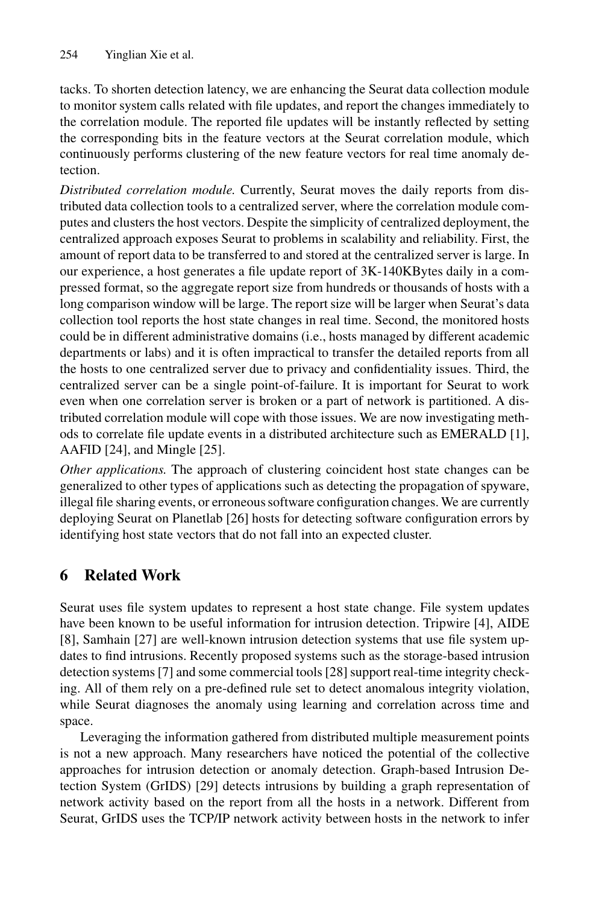tacks. To shorten detection latency, we are enhancing the Seurat data collection module to monitor system calls related with file updates, and report the changes immediately to the correlation module. The reported file updates will be instantly reflected by setting the corresponding bits in the feature vectors at the Seurat correlation module, which continuously performs clustering of the new feature vectors for real time anomaly detection.

*Distributed correlation module.* Currently, Seurat moves the daily reports from distributed data collection tools to a centralized server, where the correlation module computes and clusters the host vectors. Despite the simplicity of centralized deployment, the centralized approach exposes Seurat to problems in scalability and reliability. First, the amount of report data to be transferred to and stored at the centralized server is large. In our experience, a host generates a file update report of 3K-140KBytes daily in a compressed format, so the aggregate report size from hundreds or thousands of hosts with a long comparison window will be large. The report size will be larger when Seurat's data collection tool reports the host state changes in real time. Second, the monitored hosts could be in different administrative domains (i.e., hosts managed by different academic departments or labs) and it is often impractical to transfer the detailed reports from all the hosts to one centralized server due to privacy and confidentiality issues. Third, the centralized server can be a single point-of-failure. It is important for Seurat to work even when one correlation server is broken or a part of network is partitioned. A distributed correlation module will cope with those issues. We are now investigating methods to correlate file update events in a distributed architecture such as EMERALD [1], AAFID [24], and Mingle [25].

*Other applications.* The approach of clustering coincident host state changes can be generalized to other types of applications such as detecting the propagation of spyware, illegal file sharing events, or erroneous software configuration changes. We are currently deploying Seurat on Planetlab [26] hosts for detecting software configuration errors by identifying host state vectors that do not fall into an expected cluster.

## 6 Related Work

Seurat uses file system updates to represent a host state change. File system updates have been known to be useful information for intrusion detection. Tripwire [4], AIDE [8], Samhain [27] are well-known intrusion detection systems that use file system updates to find intrusions. Recently proposed systems such as the storage-based intrusion detection systems [7] and some commercial tools [28] support real-time integrity checking. All of them rely on a pre-defined rule set to detect anomalous integrity violation, while Seurat diagnoses the anomaly using learning and correlation across time and space.

Leveraging the information gathered from distributed multiple measurement points is not a new approach. Many researchers have noticed the potential of the collective approaches for intrusion detection or anomaly detection. Graph-based Intrusion Detection System (GrIDS) [29] detects intrusions by building a graph representation of network activity based on the report from all the hosts in a network. Different from Seurat, GrIDS uses the TCP/IP network activity between hosts in the network to infer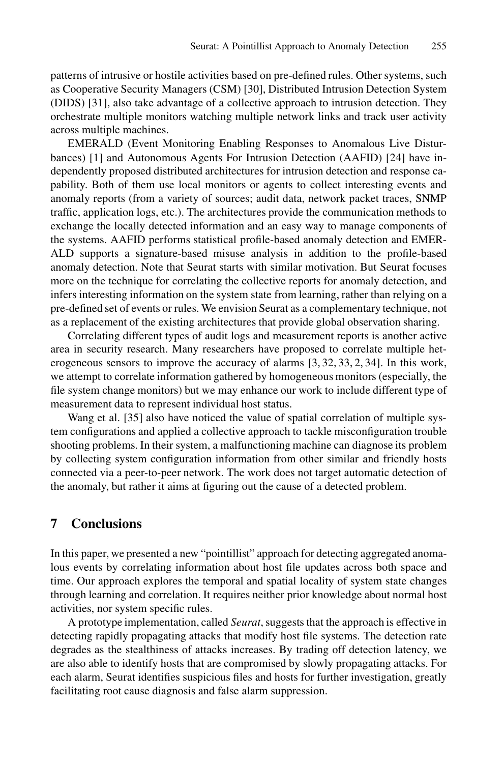patterns of intrusive or hostile activities based on pre-defined rules. Other systems, such as Cooperative Security Managers (CSM) [30], Distributed Intrusion Detection System (DIDS) [31], also take advantage of a collective approach to intrusion detection. They orchestrate multiple monitors watching multiple network links and track user activity across multiple machines.

EMERALD (Event Monitoring Enabling Responses to Anomalous Live Disturbances) [1] and Autonomous Agents For Intrusion Detection (AAFID) [24] have independently proposed distributed architectures for intrusion detection and response capability. Both of them use local monitors or agents to collect interesting events and anomaly reports (from a variety of sources; audit data, network packet traces, SNMP traffic, application logs, etc.). The architectures provide the communication methods to exchange the locally detected information and an easy way to manage components of the systems. AAFID performs statistical profile-based anomaly detection and EMERALD supports a signature-based misuse analysis in addition to the profile-based anomaly detection. Note that Seurat starts with similar motivation. But Seurat focuses more on the technique for correlating the collective reports for anomaly detection, and infers interesting information on the system state from learning, rather than relying on a pre-defined set of events or rules. We envision Seurat as a complementary technique, not as a replacement of the existing architectures that provide global observation sharing.

Correlating different types of audit logs and measurement reports is another active area in security research. Many researchers have proposed to correlate multiple heterogeneous sensors to improve the accuracy of alarms [3, 32, 33, 2, 34]. In this work, we attempt to correlate information gathered by homogeneous monitors (especially, the file system change monitors) but we may enhance our work to include different type of measurement data to represent individual host status.

Wang et al. [35] also have noticed the value of spatial correlation of multiple system configurations and applied a collective approach to tackle misconfiguration trouble shooting problems. In their system, a malfunctioning machine can diagnose its problem by collecting system configuration information from other similar and friendly hosts connected via a peer-to-peer network. The work does not target automatic detection of the anomaly, but rather it aims at figuring out the cause of a detected problem.

## 7 Conclusions

In this paper, we presented a new "pointillist" approach for detecting aggregated anomalous events by correlating information about host file updates across both space and time. Our approach explores the temporal and spatial locality of system state changes through learning and correlation. It requires neither prior knowledge about normal host activities, nor system specific rules.

A prototype implementation, called *Seurat*, suggests that the approach is effective in detecting rapidly propagating attacks that modify host file systems. The detection rate degrades as the stealthiness of attacks increases. By trading off detection latency, we are also able to identify hosts that are compromised by slowly propagating attacks. For each alarm, Seurat identifies suspicious files and hosts for further investigation, greatly facilitating root cause diagnosis and false alarm suppression.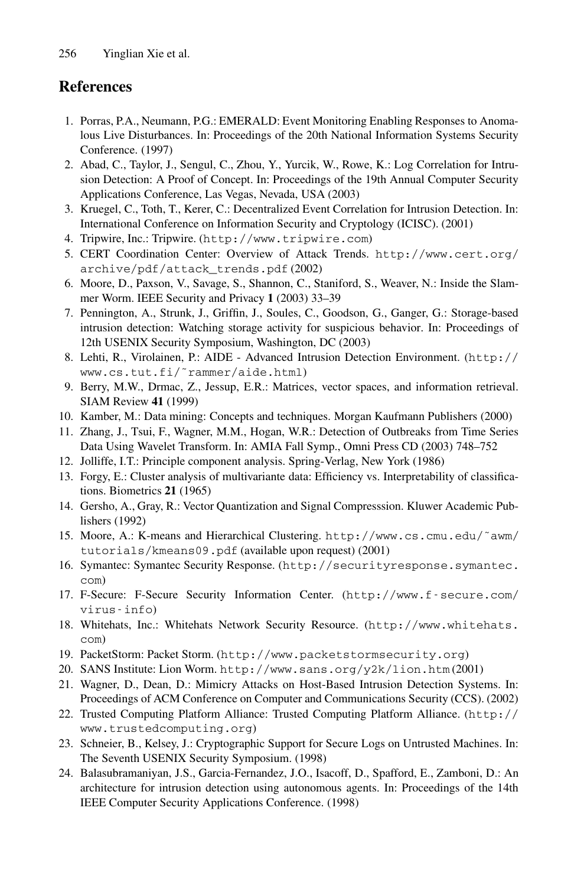## References

1. Porras, P.A., Neumann, P.G.: EMERALD: Event Monitoring Enabling Responses to Anomalous Live Disturbances. In: Proceedings of the 20th National Information Systems Security Conference. (1997)
2. Abad, C., Taylor, J., Sengul, C., Zhou, Y., Yurcik, W., Rowe, K.: Log Correlation for Intrusion Detection: A Proof of Concept. In: Proceedings of the 19th Annual Computer Security Applications Conference, Las Vegas, Nevada, USA (2003)
3. Kruegel, C., Toth, T., Kerer, C.: Decentralized Event Correlation for Intrusion Detection. In: International Conference on Information Security and Cryptology (ICISC). (2001)
4. Tripwire, Inc.: Tripwire. (http://www.tripwire.com)
5. CERT Coordination Center: Overview of Attack Trends. http://www.cert.org/archive/pdf/attack_trends.pdf (2002)
6. Moore, D., Paxson, V., Savage, S., Shannon, C., Staniford, S., Weaver, N.: Inside the Slammer Worm. IEEE Security and Privacy **1** (2003) 33–39
7. Pennington, A., Strunk, J., Griffin, J., Soules, C., Goodson, G., Ganger, G.: Storage-based intrusion detection: Watching storage activity for suspicious behavior. In: Proceedings of 12th USENIX Security Symposium, Washington, DC (2003)
8. Lehti, R., Virolainen, P.: AIDE - Advanced Intrusion Detection Environment. (http://www.cs.tut.fi/~rammer/aide.html)
9. Berry, M.W., Drmac, Z., Jessup, E.R.: Matrices, vector spaces, and information retrieval. SIAM Review **41** (1999)
10. Kamber, M.: Data mining: Concepts and techniques. Morgan Kaufmann Publishers (2000)
11. Zhang, J., Tsui, F., Wagner, M.M., Hogan, W.R.: Detection of Outbreaks from Time Series Data Using Wavelet Transform. In: AMIA Fall Symp., Omni Press CD (2003) 748–752
12. Jolliffe, I.T.: Principle component analysis. Spring-Verlag, New York (1986)
13. Forgy, E.: Cluster analysis of multivariante data: Efficiency vs. Interpretability of classifications. Biometrics **21** (1965)
14. Gersho, A., Gray, R.: Vector Quantization and Signal Compresssion. Kluwer Academic Publishers (1992)
15. Moore, A.: K-means and Hierarchical Clustering. http://www.cs.cmu.edu/~awm/tutorials/kmeans09.pdf (available upon request) (2001)
16. Symantec: Symantec Security Response. (http://securityresponse.symantec.com)
17. F-Secure: F-Secure Security Information Center. (http://www.f-secure.com/virus-info)
18. Whitehats, Inc.: Whitehats Network Security Resource. (http://www.whitehats.com)
19. PacketStorm: Packet Storm. (http://www.packetstormsecurity.org)
20. SANS Institute: Lion Worm. http://www.sans.org/y2k/lion.htm (2001)
21. Wagner, D., Dean, D.: Mimicry Attacks on Host-Based Intrusion Detection Systems. In: Proceedings of ACM Conference on Computer and Communications Security (CCS). (2002)
22. Trusted Computing Platform Alliance: Trusted Computing Platform Alliance. (http://www.trustedcomputing.org)
23. Schneier, B., Kelsey, J.: Cryptographic Support for Secure Logs on Untrusted Machines. In: The Seventh USENIX Security Symposium. (1998)
24. Balasubramaniyan, J.S., Garcia-Fernandez, J.O., Isacoff, D., Spafford, E., Zamboni, D.: An architecture for intrusion detection using autonomous agents. In: Proceedings of the 14th IEEE Computer Security Applications Conference. (1998)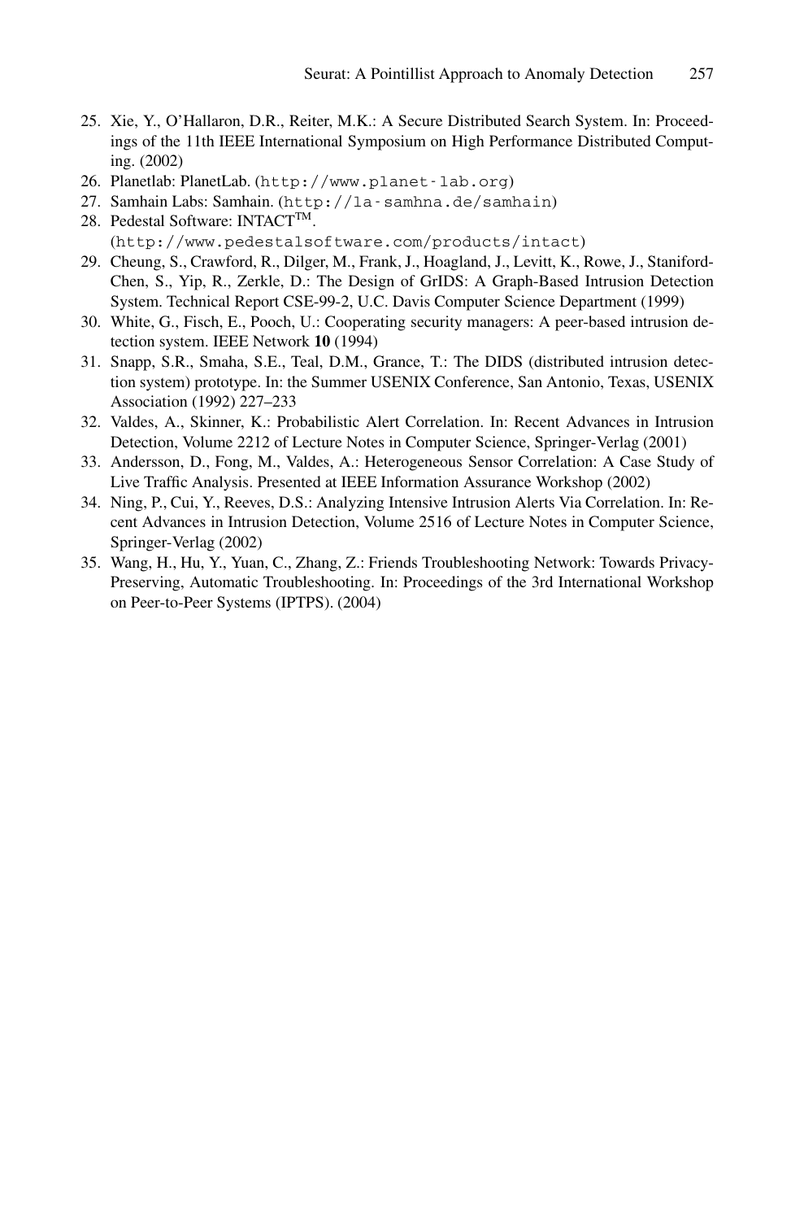25. Xie, Y., O'Hallaron, D.R., Reiter, M.K.: A Secure Distributed Search System. In: Proceedings of the 11th IEEE International Symposium on High Performance Distributed Computing. (2002)
26. Planetlab: PlanetLab. (http://www.planet-lab.org)
27. Samhain Labs: Samhain. (http://la-samhna.de/samhain)
28. Pedestal Software: INTACT™. (http://www.pedestalsoftware.com/products/intact)
29. Cheung, S., Crawford, R., Dilger, M., Frank, J., Hoagland, J., Levitt, K., Rowe, J., Staniford-Chen, S., Yip, R., Zerkle, D.: The Design of GrIDS: A Graph-Based Intrusion Detection System. Technical Report CSE-99-2, U.C. Davis Computer Science Department (1999)
30. White, G., Fisch, E., Pooch, U.: Cooperating security managers: A peer-based intrusion detection system. IEEE Network **10** (1994)
31. Snapp, S.R., Smaha, S.E., Teal, D.M., Grance, T.: The DIDS (distributed intrusion detection system) prototype. In: the Summer USENIX Conference, San Antonio, Texas, USENIX Association (1992) 227–233
32. Valdes, A., Skinner, K.: Probabilistic Alert Correlation. In: Recent Advances in Intrusion Detection, Volume 2212 of Lecture Notes in Computer Science, Springer-Verlag (2001)
33. Andersson, D., Fong, M., Valdes, A.: Heterogeneous Sensor Correlation: A Case Study of Live Traffic Analysis. Presented at IEEE Information Assurance Workshop (2002)
34. Ning, P., Cui, Y., Reeves, D.S.: Analyzing Intensive Intrusion Alerts Via Correlation. In: Recent Advances in Intrusion Detection, Volume 2516 of Lecture Notes in Computer Science, Springer-Verlag (2002)
35. Wang, H., Hu, Y., Yuan, C., Zhang, Z.: Friends Troubleshooting Network: Towards Privacy-Preserving, Automatic Troubleshooting. In: Proceedings of the 3rd International Workshop on Peer-to-Peer Systems (IPTPS). (2004)